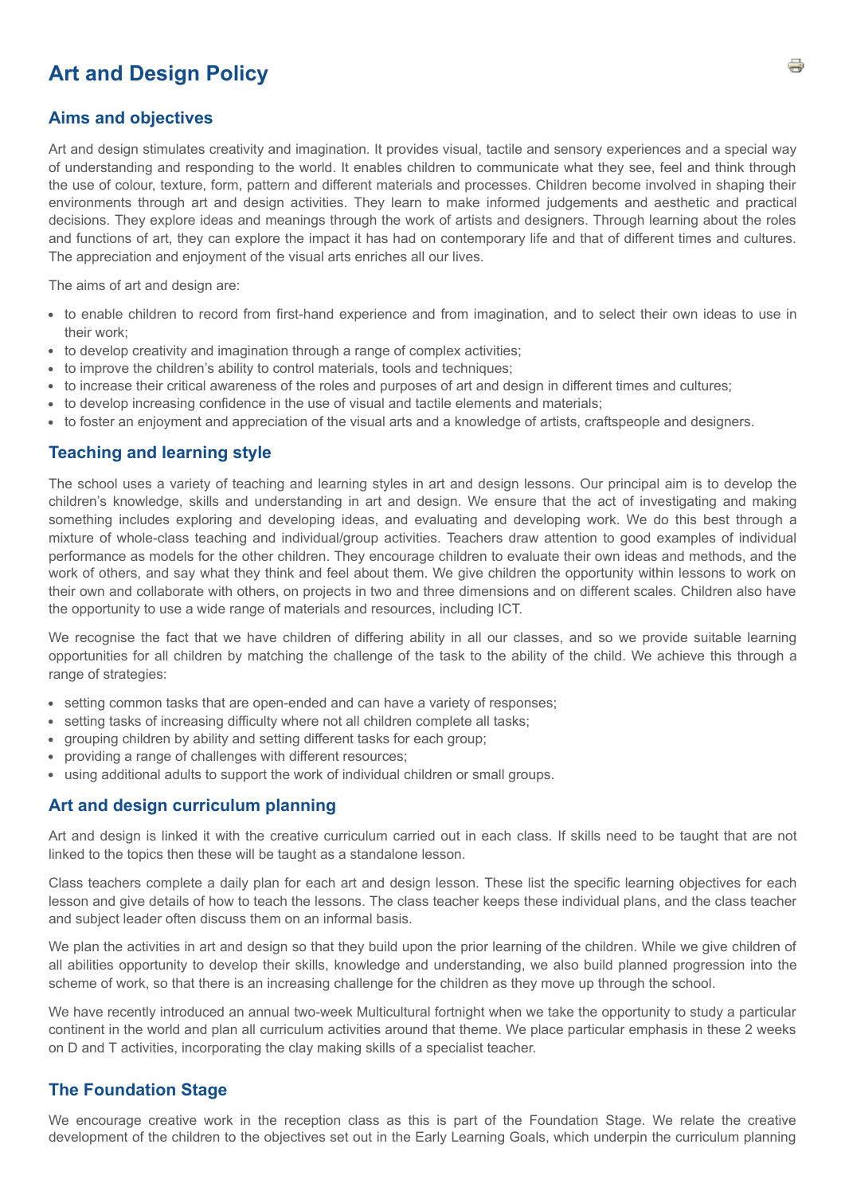# Art and Design Policy

## Aims and objectives

Art and design stimulates creativity and imagination. It provides visual, tactile and sensory experiences and a special way of understanding and responding to the world. It enables children to communicate what they see, feel and think through the use of colour, texture, form, pattern and different materials and processes. Children become involved in shaping their environments through art and design activities. They learn to make informed judgements and aesthetic and practical decisions. They explore ideas and meanings through the work of artists and designers. Through learning about the roles and functions of art, they can explore the impact it has had on contemporary life and that of different times and cultures. The appreciation and enjoyment of the visual arts enriches all our lives.

The aims of art and design are:

- to enable children to record from first-hand experience and from imagination, and to select their own ideas to use in their work;
- to develop creativity and imagination through a range of complex activities;
- to improve the children's ability to control materials, tools and techniques;
- to increase their critical awareness of the roles and purposes of art and design in different times and cultures;
- to develop increasing confidence in the use of visual and tactile elements and materials;
- to foster an enjoyment and appreciation of the visual arts and a knowledge of artists, craftspeople and designers.

## Teaching and learning style

The school uses a variety of teaching and learning styles in art and design lessons. Our principal aim is to develop the children's knowledge, skills and understanding in art and design. We ensure that the act of investigating and making something includes exploring and developing ideas, and evaluating and developing work. We do this best through a mixture of whole-class teaching and individual/group activities. Teachers draw attention to good examples of individual performance as models for the other children. They encourage children to evaluate their own ideas and methods, and the work of others, and say what they think and feel about them. We give children the opportunity within lessons to work on their own and collaborate with others, on projects in two and three dimensions and on different scales. Children also have the opportunity to use a wide range of materials and resources, including ICT.

We recognise the fact that we have children of differing ability in all our classes, and so we provide suitable learning opportunities for all children by matching the challenge of the task to the ability of the child. We achieve this through a range of strategies:

- setting common tasks that are open-ended and can have a variety of responses;
- setting tasks of increasing difficulty where not all children complete all tasks;
- grouping children by ability and setting different tasks for each group;
- providing a range of challenges with different resources;
- using additional adults to support the work of individual children or small groups.

## Art and design curriculum planning

Art and design is linked it with the creative curriculum carried out in each class. If skills need to be taught that are not linked to the topics then these will be taught as a standalone lesson.

Class teachers complete a daily plan for each art and design lesson. These list the specific learning objectives for each lesson and give details of how to teach the lessons. The class teacher keeps these individual plans, and the class teacher and subject leader often discuss them on an informal basis.

We plan the activities in art and design so that they build upon the prior learning of the children. While we give children of all abilities opportunity to develop their skills, knowledge and understanding, we also build planned progression into the scheme of work, so that there is an increasing challenge for the children as they move up through the school.

We have recently introduced an annual two-week Multicultural fortnight when we take the opportunity to study a particular continent in the world and plan all curriculum activities around that theme. We place particular emphasis in these 2 weeks on D and T activities, incorporating the clay making skills of a specialist teacher.

## The Foundation Stage

We encourage creative work in the reception class as this is part of the Foundation Stage. We relate the creative development of the children to the objectives set out in the Early Learning Goals, which underpin the curriculum planning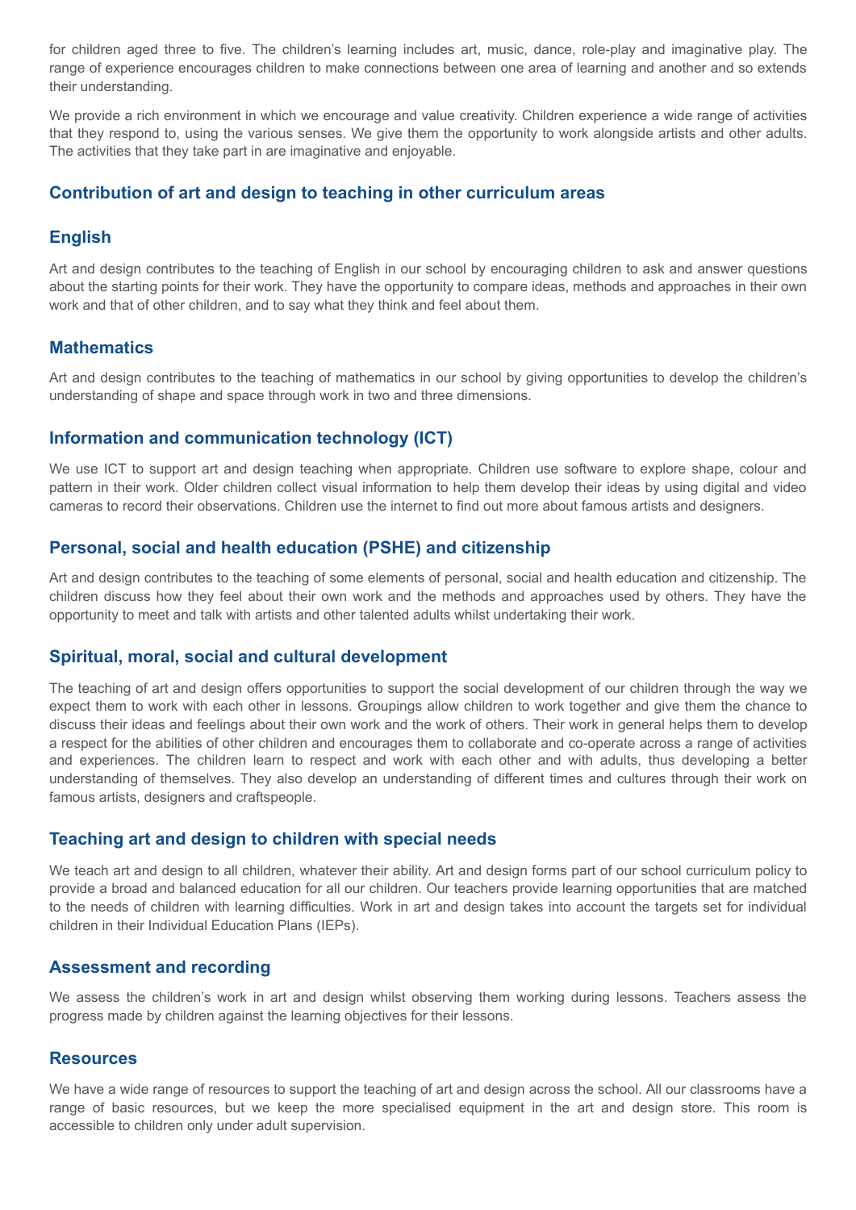for children aged three to five. The children's learning includes art, music, dance, role-play and imaginative play. The range of experience encourages children to make connections between one area of learning and another and so extends their understanding.

We provide a rich environment in which we encourage and value creativity. Children experience a wide range of activities that they respond to, using the various senses. We give them the opportunity to work alongside artists and other adults. The activities that they take part in are imaginative and enjoyable.

## Contribution of art and design to teaching in other curriculum areas

### English

Art and design contributes to the teaching of English in our school by encouraging children to ask and answer questions about the starting points for their work. They have the opportunity to compare ideas, methods and approaches in their own work and that of other children, and to say what they think and feel about them.

### Mathematics

Art and design contributes to the teaching of mathematics in our school by giving opportunities to develop the children's understanding of shape and space through work in two and three dimensions.

### Information and communication technology (ICT)

We use ICT to support art and design teaching when appropriate. Children use software to explore shape, colour and pattern in their work. Older children collect visual information to help them develop their ideas by using digital and video cameras to record their observations. Children use the internet to find out more about famous artists and designers.

### Personal, social and health education (PSHE) and citizenship

Art and design contributes to the teaching of some elements of personal, social and health education and citizenship. The children discuss how they feel about their own work and the methods and approaches used by others. They have the opportunity to meet and talk with artists and other talented adults whilst undertaking their work.

### Spiritual, moral, social and cultural development

The teaching of art and design offers opportunities to support the social development of our children through the way we expect them to work with each other in lessons. Groupings allow children to work together and give them the chance to discuss their ideas and feelings about their own work and the work of others. Their work in general helps them to develop a respect for the abilities of other children and encourages them to collaborate and co-operate across a range of activities and experiences. The children learn to respect and work with each other and with adults, thus developing a better understanding of themselves. They also develop an understanding of different times and cultures through their work on famous artists, designers and craftspeople.

## Teaching art and design to children with special needs

We teach art and design to all children, whatever their ability. Art and design forms part of our school curriculum policy to provide a broad and balanced education for all our children. Our teachers provide learning opportunities that are matched to the needs of children with learning difficulties. Work in art and design takes into account the targets set for individual children in their Individual Education Plans (IEPs).

## Assessment and recording

We assess the children's work in art and design whilst observing them working during lessons. Teachers assess the progress made by children against the learning objectives for their lessons.

## Resources

We have a wide range of resources to support the teaching of art and design across the school. All our classrooms have a range of basic resources, but we keep the more specialised equipment in the art and design store. This room is accessible to children only under adult supervision.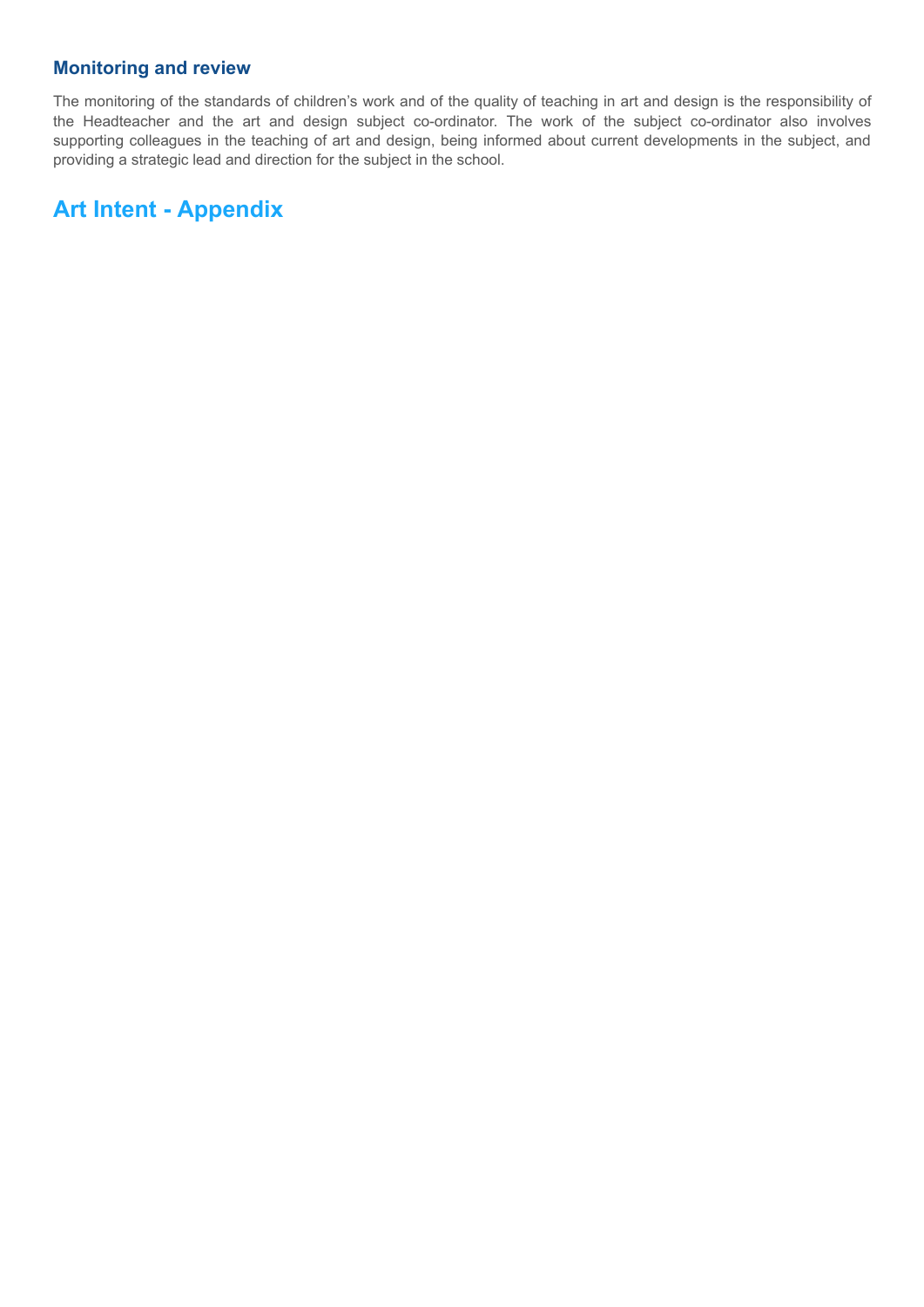### Monitoring and review

The monitoring of the standards of children's work and of the quality of teaching in art and design is the responsibility of the Headteacher and the art and design subject co-ordinator. The work of the subject co-ordinator also involves supporting colleagues in the teaching of art and design, being informed about current developments in the subject, and providing a strategic lead and direction for the subject in the school.

## Art Intent - Appendix